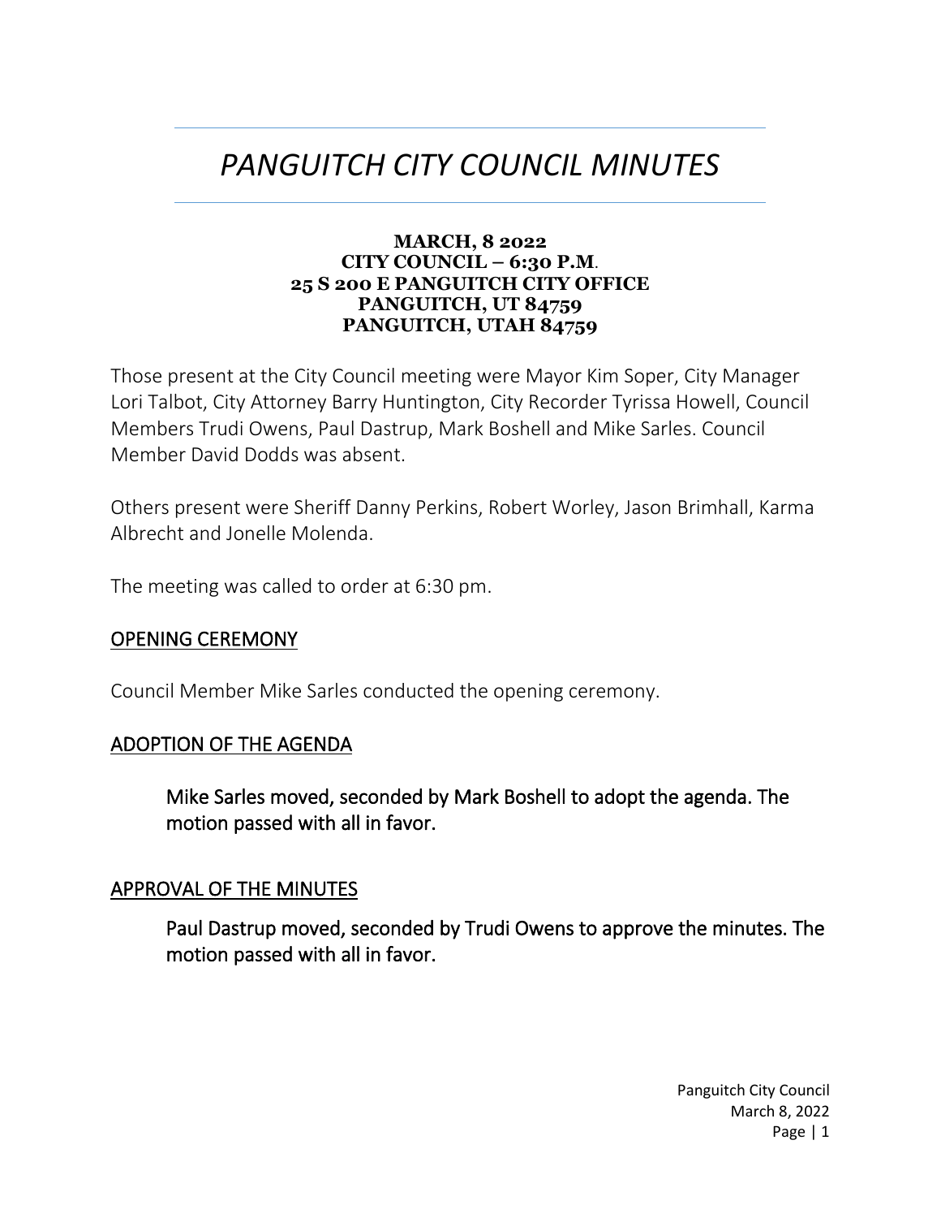# *PANGUITCH CITY COUNCIL MINUTES*

**MARCH, 8 2022**
**CITY COUNCIL – 6:30 P.M.**
**25 S 200 E PANGUITCH CITY OFFICE**
**PANGUITCH, UT 84759**
**PANGUITCH, UTAH 84759**

Those present at the City Council meeting were Mayor Kim Soper, City Manager Lori Talbot, City Attorney Barry Huntington, City Recorder Tyrissa Howell, Council Members Trudi Owens, Paul Dastrup, Mark Boshell and Mike Sarles. Council Member David Dodds was absent.

Others present were Sheriff Danny Perkins, Robert Worley, Jason Brimhall, Karma Albrecht and Jonelle Molenda.

The meeting was called to order at 6:30 pm.

## OPENING CEREMONY

Council Member Mike Sarles conducted the opening ceremony.

## ADOPTION OF THE AGENDA

> **Mike Sarles moved, seconded by Mark Boshell to adopt the agenda. The motion passed with all in favor.**

## APPROVAL OF THE MINUTES

> **Paul Dastrup moved, seconded by Trudi Owens to approve the minutes. The motion passed with all in favor.**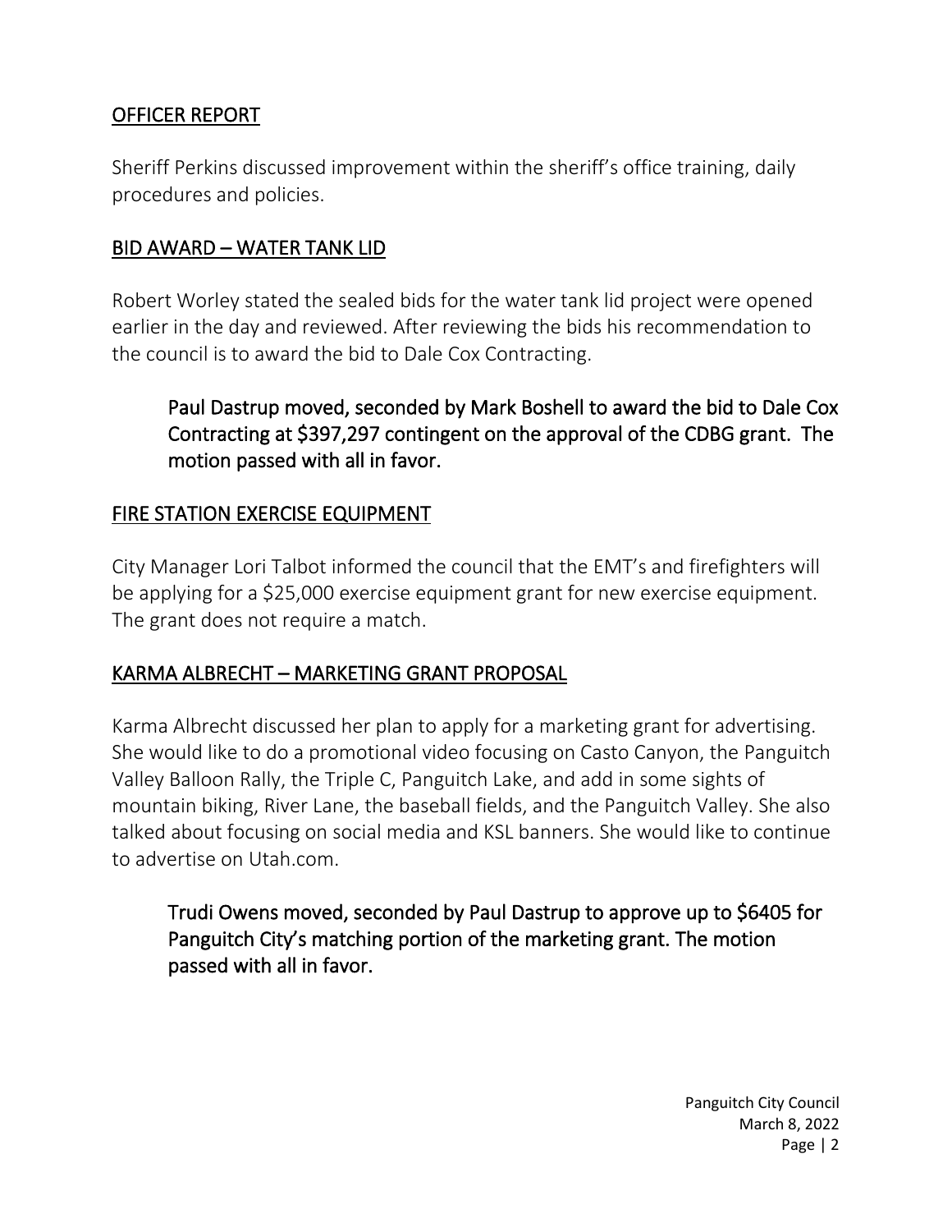## OFFICER REPORT

Sheriff Perkins discussed improvement within the sheriff's office training, daily procedures and policies.

## BID AWARD – WATER TANK LID

Robert Worley stated the sealed bids for the water tank lid project were opened earlier in the day and reviewed. After reviewing the bids his recommendation to the council is to award the bid to Dale Cox Contracting.

> Paul Dastrup moved, seconded by Mark Boshell to award the bid to Dale Cox Contracting at $397,297 contingent on the approval of the CDBG grant. The motion passed with all in favor.

## FIRE STATION EXERCISE EQUIPMENT

City Manager Lori Talbot informed the council that the EMT's and firefighters will be applying for a $25,000 exercise equipment grant for new exercise equipment. The grant does not require a match.

## KARMA ALBRECHT – MARKETING GRANT PROPOSAL

Karma Albrecht discussed her plan to apply for a marketing grant for advertising. She would like to do a promotional video focusing on Casto Canyon, the Panguitch Valley Balloon Rally, the Triple C, Panguitch Lake, and add in some sights of mountain biking, River Lane, the baseball fields, and the Panguitch Valley. She also talked about focusing on social media and KSL banners. She would like to continue to advertise on Utah.com.

> Trudi Owens moved, seconded by Paul Dastrup to approve up to $6405 for Panguitch City's matching portion of the marketing grant. The motion passed with all in favor.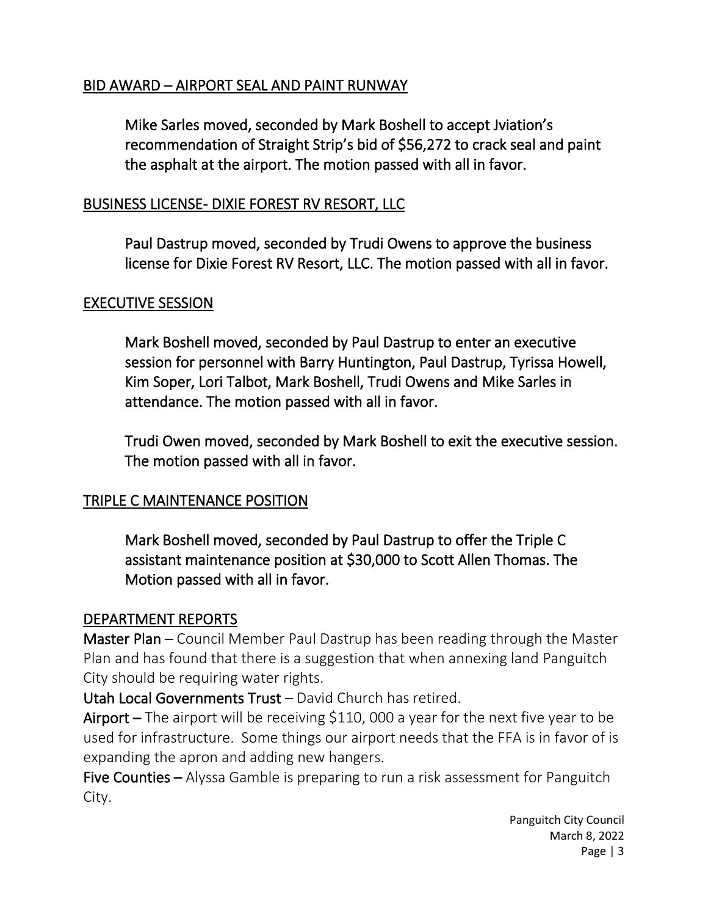## BID AWARD – AIRPORT SEAL AND PAINT RUNWAY

Mike Sarles moved, seconded by Mark Boshell to accept Jviation's recommendation of Straight Strip's bid of $56,272 to crack seal and paint the asphalt at the airport. The motion passed with all in favor.

## BUSINESS LICENSE- DIXIE FOREST RV RESORT, LLC

Paul Dastrup moved, seconded by Trudi Owens to approve the business license for Dixie Forest RV Resort, LLC. The motion passed with all in favor.

## EXECUTIVE SESSION

Mark Boshell moved, seconded by Paul Dastrup to enter an executive session for personnel with Barry Huntington, Paul Dastrup, Tyrissa Howell, Kim Soper, Lori Talbot, Mark Boshell, Trudi Owens and Mike Sarles in attendance. The motion passed with all in favor.

Trudi Owen moved, seconded by Mark Boshell to exit the executive session. The motion passed with all in favor.

## TRIPLE C MAINTENANCE POSITION

Mark Boshell moved, seconded by Paul Dastrup to offer the Triple C assistant maintenance position at $30,000 to Scott Allen Thomas. The Motion passed with all in favor.

## DEPARTMENT REPORTS

**Master Plan** – Council Member Paul Dastrup has been reading through the Master Plan and has found that there is a suggestion that when annexing land Panguitch City should be requiring water rights.

**Utah Local Governments Trust** – David Church has retired.

**Airport** – The airport will be receiving $110, 000 a year for the next five year to be used for infrastructure. Some things our airport needs that the FFA is in favor of is expanding the apron and adding new hangers.

**Five Counties** – Alyssa Gamble is preparing to run a risk assessment for Panguitch City.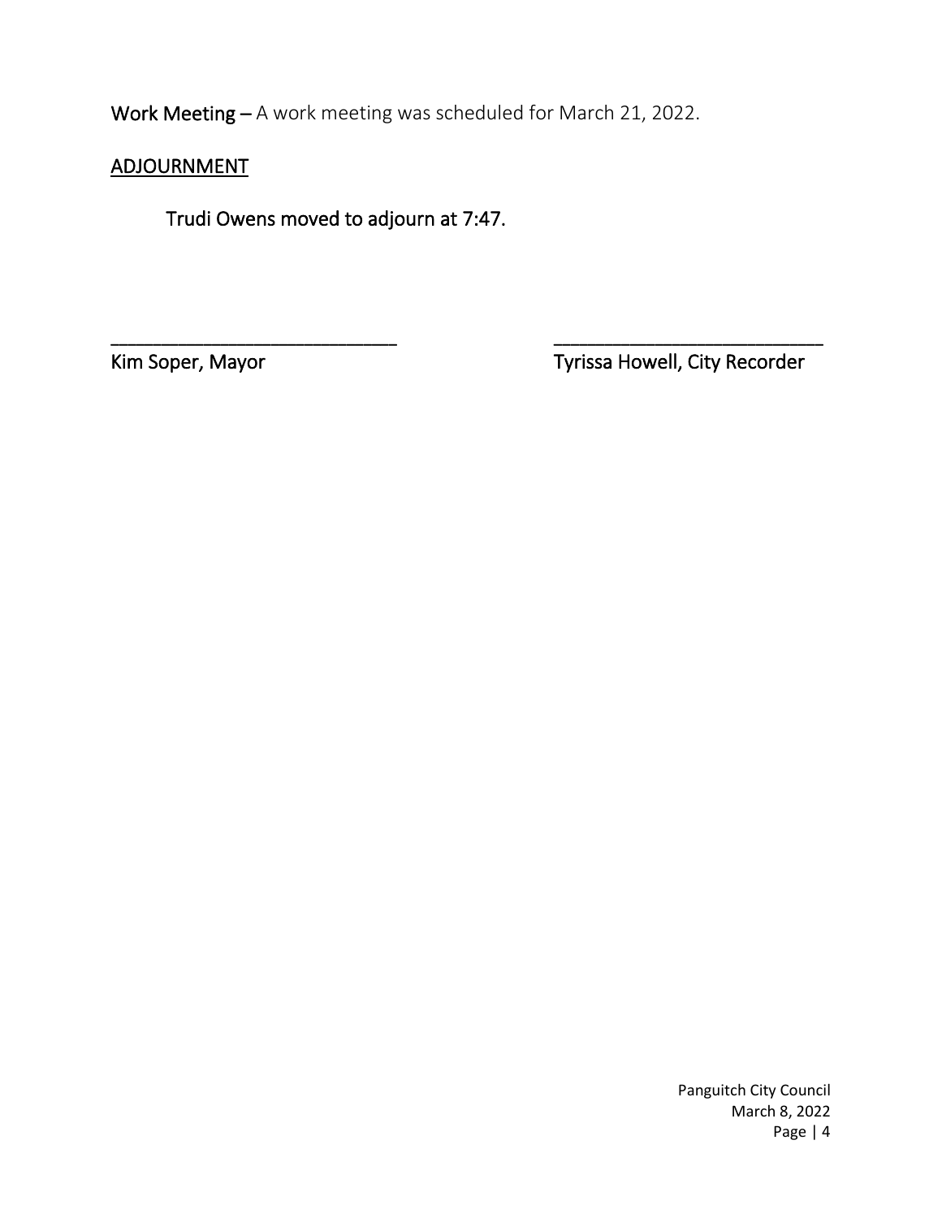**Work Meeting** – A work meeting was scheduled for March 21, 2022.

## ADJOURNMENT

Trudi Owens moved to adjourn at 7:47.

\_\_\_\_\_\_\_\_\_\_\_\_\_\_\_\_\_\_\_\_\_\_\_\_\_\_\_\_\_ \_\_\_\_\_\_\_\_\_\_\_\_\_\_\_\_\_\_\_\_\_\_\_\_\_\_\_\_\_

Kim Soper, Mayor Tyrissa Howell, City Recorder